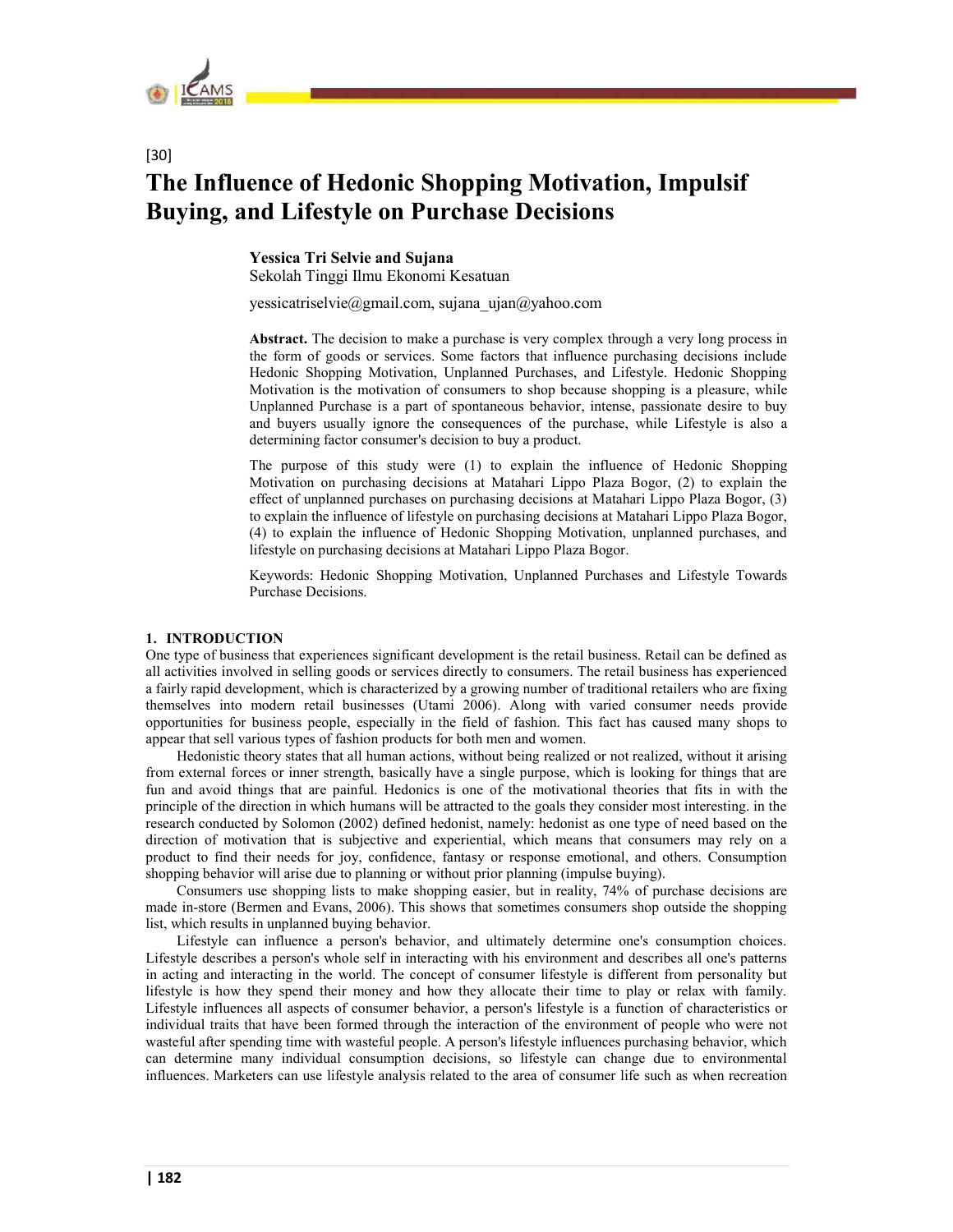[30]

# The Influence of Hedonic Shopping Motivation, Impulsif Buying, and Lifestyle on Purchase Decisions

**Yessica Tri Selvie and Sujana**
Sekolah Tinggi Ilmu Ekonomi Kesatuan

yessicatriselvie@gmail.com, sujana_ujan@yahoo.com

**Abstract.** The decision to make a purchase is very complex through a very long process in the form of goods or services. Some factors that influence purchasing decisions include Hedonic Shopping Motivation, Unplanned Purchases, and Lifestyle. Hedonic Shopping Motivation is the motivation of consumers to shop because shopping is a pleasure, while Unplanned Purchase is a part of spontaneous behavior, intense, passionate desire to buy and buyers usually ignore the consequences of the purchase, while Lifestyle is also a determining factor consumer's decision to buy a product.

The purpose of this study were (1) to explain the influence of Hedonic Shopping Motivation on purchasing decisions at Matahari Lippo Plaza Bogor, (2) to explain the effect of unplanned purchases on purchasing decisions at Matahari Lippo Plaza Bogor, (3) to explain the influence of lifestyle on purchasing decisions at Matahari Lippo Plaza Bogor, (4) to explain the influence of Hedonic Shopping Motivation, unplanned purchases, and lifestyle on purchasing decisions at Matahari Lippo Plaza Bogor.

Keywords: Hedonic Shopping Motivation, Unplanned Purchases and Lifestyle Towards Purchase Decisions.

## 1. INTRODUCTION

One type of business that experiences significant development is the retail business. Retail can be defined as all activities involved in selling goods or services directly to consumers. The retail business has experienced a fairly rapid development, which is characterized by a growing number of traditional retailers who are fixing themselves into modern retail businesses (Utami 2006). Along with varied consumer needs provide opportunities for business people, especially in the field of fashion. This fact has caused many shops to appear that sell various types of fashion products for both men and women.

Hedonistic theory states that all human actions, without being realized or not realized, without it arising from external forces or inner strength, basically have a single purpose, which is looking for things that are fun and avoid things that are painful. Hedonics is one of the motivational theories that fits in with the principle of the direction in which humans will be attracted to the goals they consider most interesting. in the research conducted by Solomon (2002) defined hedonist, namely: hedonist as one type of need based on the direction of motivation that is subjective and experiential, which means that consumers may rely on a product to find their needs for joy, confidence, fantasy or response emotional, and others. Consumption shopping behavior will arise due to planning or without prior planning (impulse buying).

Consumers use shopping lists to make shopping easier, but in reality, 74% of purchase decisions are made in-store (Bermen and Evans, 2006). This shows that sometimes consumers shop outside the shopping list, which results in unplanned buying behavior.

Lifestyle can influence a person's behavior, and ultimately determine one's consumption choices. Lifestyle describes a person's whole self in interacting with his environment and describes all one's patterns in acting and interacting in the world. The concept of consumer lifestyle is different from personality but lifestyle is how they spend their money and how they allocate their time to play or relax with family. Lifestyle influences all aspects of consumer behavior, a person's lifestyle is a function of characteristics or individual traits that have been formed through the interaction of the environment of people who were not wasteful after spending time with wasteful people. A person's lifestyle influences purchasing behavior, which can determine many individual consumption decisions, so lifestyle can change due to environmental influences. Marketers can use lifestyle analysis related to the area of consumer life such as when recreation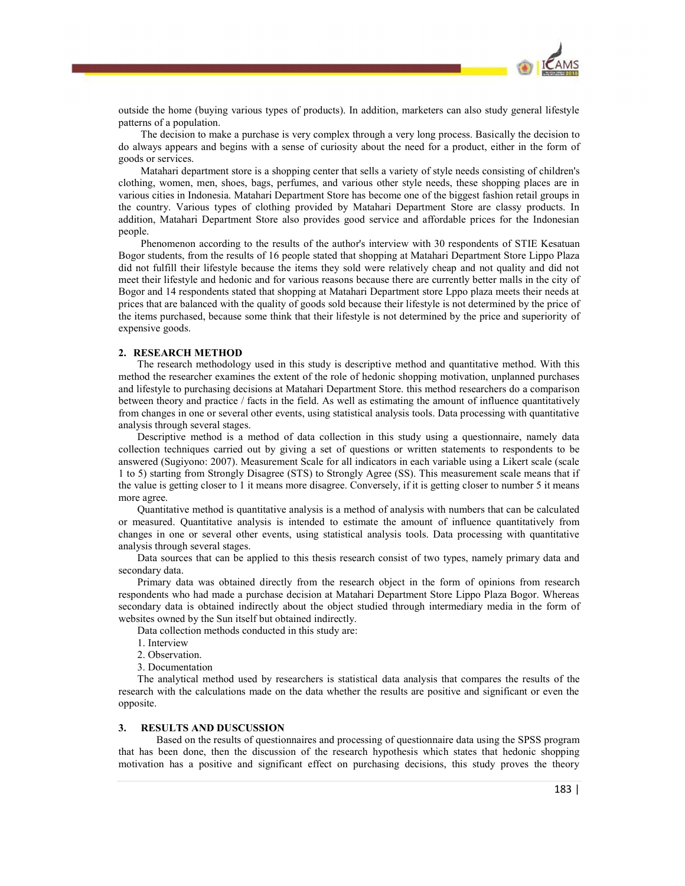outside the home (buying various types of products). In addition, marketers can also study general lifestyle patterns of a population.

The decision to make a purchase is very complex through a very long process. Basically the decision to do always appears and begins with a sense of curiosity about the need for a product, either in the form of goods or services.

Matahari department store is a shopping center that sells a variety of style needs consisting of children's clothing, women, men, shoes, bags, perfumes, and various other style needs, these shopping places are in various cities in Indonesia. Matahari Department Store has become one of the biggest fashion retail groups in the country. Various types of clothing provided by Matahari Department Store are classy products. In addition, Matahari Department Store also provides good service and affordable prices for the Indonesian people.

Phenomenon according to the results of the author's interview with 30 respondents of STIE Kesatuan Bogor students, from the results of 16 people stated that shopping at Matahari Department Store Lippo Plaza did not fulfill their lifestyle because the items they sold were relatively cheap and not quality and did not meet their lifestyle and hedonic and for various reasons because there are currently better malls in the city of Bogor and 14 respondents stated that shopping at Matahari Department store Lppo plaza meets their needs at prices that are balanced with the quality of goods sold because their lifestyle is not determined by the price of the items purchased, because some think that their lifestyle is not determined by the price and superiority of expensive goods.

## 2. RESEARCH METHOD

The research methodology used in this study is descriptive method and quantitative method. With this method the researcher examines the extent of the role of hedonic shopping motivation, unplanned purchases and lifestyle to purchasing decisions at Matahari Department Store. this method researchers do a comparison between theory and practice / facts in the field. As well as estimating the amount of influence quantitatively from changes in one or several other events, using statistical analysis tools. Data processing with quantitative analysis through several stages.

Descriptive method is a method of data collection in this study using a questionnaire, namely data collection techniques carried out by giving a set of questions or written statements to respondents to be answered (Sugiyono: 2007). Measurement Scale for all indicators in each variable using a Likert scale (scale 1 to 5) starting from Strongly Disagree (STS) to Strongly Agree (SS). This measurement scale means that if the value is getting closer to 1 it means more disagree. Conversely, if it is getting closer to number 5 it means more agree.

Quantitative method is quantitative analysis is a method of analysis with numbers that can be calculated or measured. Quantitative analysis is intended to estimate the amount of influence quantitatively from changes in one or several other events, using statistical analysis tools. Data processing with quantitative analysis through several stages.

Data sources that can be applied to this thesis research consist of two types, namely primary data and secondary data.

Primary data was obtained directly from the research object in the form of opinions from research respondents who had made a purchase decision at Matahari Department Store Lippo Plaza Bogor. Whereas secondary data is obtained indirectly about the object studied through intermediary media in the form of websites owned by the Sun itself but obtained indirectly.

Data collection methods conducted in this study are:

1. Interview
2. Observation.
3. Documentation

The analytical method used by researchers is statistical data analysis that compares the results of the research with the calculations made on the data whether the results are positive and significant or even the opposite.

## 3. RESULTS AND DUSCUSSION

Based on the results of questionnaires and processing of questionnaire data using the SPSS program that has been done, then the discussion of the research hypothesis which states that hedonic shopping motivation has a positive and significant effect on purchasing decisions, this study proves the theory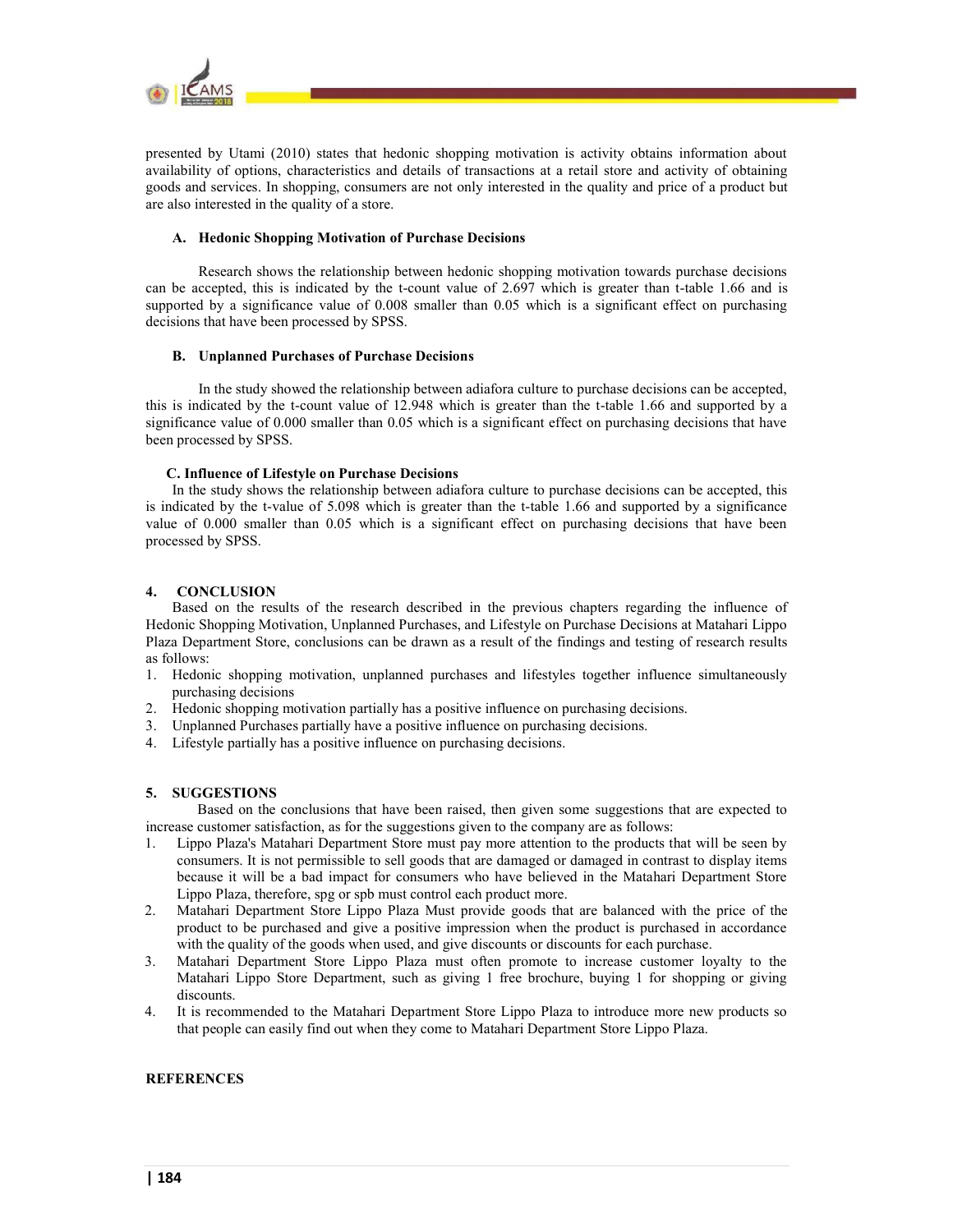presented by Utami (2010) states that hedonic shopping motivation is activity obtains information about availability of options, characteristics and details of transactions at a retail store and activity of obtaining goods and services. In shopping, consumers are not only interested in the quality and price of a product but are also interested in the quality of a store.

### A. Hedonic Shopping Motivation of Purchase Decisions

Research shows the relationship between hedonic shopping motivation towards purchase decisions can be accepted, this is indicated by the t-count value of 2.697 which is greater than t-table 1.66 and is supported by a significance value of 0.008 smaller than 0.05 which is a significant effect on purchasing decisions that have been processed by SPSS.

### B. Unplanned Purchases of Purchase Decisions

In the study showed the relationship between adiafora culture to purchase decisions can be accepted, this is indicated by the t-count value of 12.948 which is greater than the t-table 1.66 and supported by a significance value of 0.000 smaller than 0.05 which is a significant effect on purchasing decisions that have been processed by SPSS.

### C. Influence of Lifestyle on Purchase Decisions

In the study shows the relationship between adiafora culture to purchase decisions can be accepted, this is indicated by the t-value of 5.098 which is greater than the t-table 1.66 and supported by a significance value of 0.000 smaller than 0.05 which is a significant effect on purchasing decisions that have been processed by SPSS.

## 4. CONCLUSION

Based on the results of the research described in the previous chapters regarding the influence of Hedonic Shopping Motivation, Unplanned Purchases, and Lifestyle on Purchase Decisions at Matahari Lippo Plaza Department Store, conclusions can be drawn as a result of the findings and testing of research results as follows:

1. Hedonic shopping motivation, unplanned purchases and lifestyles together influence simultaneously purchasing decisions
2. Hedonic shopping motivation partially has a positive influence on purchasing decisions.
3. Unplanned Purchases partially have a positive influence on purchasing decisions.
4. Lifestyle partially has a positive influence on purchasing decisions.

## 5. SUGGESTIONS

Based on the conclusions that have been raised, then given some suggestions that are expected to increase customer satisfaction, as for the suggestions given to the company are as follows:

1. Lippo Plaza's Matahari Department Store must pay more attention to the products that will be seen by consumers. It is not permissible to sell goods that are damaged or damaged in contrast to display items because it will be a bad impact for consumers who have believed in the Matahari Department Store Lippo Plaza, therefore, spg or spb must control each product more.
2. Matahari Department Store Lippo Plaza Must provide goods that are balanced with the price of the product to be purchased and give a positive impression when the product is purchased in accordance with the quality of the goods when used, and give discounts or discounts for each purchase.
3. Matahari Department Store Lippo Plaza must often promote to increase customer loyalty to the Matahari Lippo Store Department, such as giving 1 free brochure, buying 1 for shopping or giving discounts.
4. It is recommended to the Matahari Department Store Lippo Plaza to introduce more new products so that people can easily find out when they come to Matahari Department Store Lippo Plaza.

## REFERENCES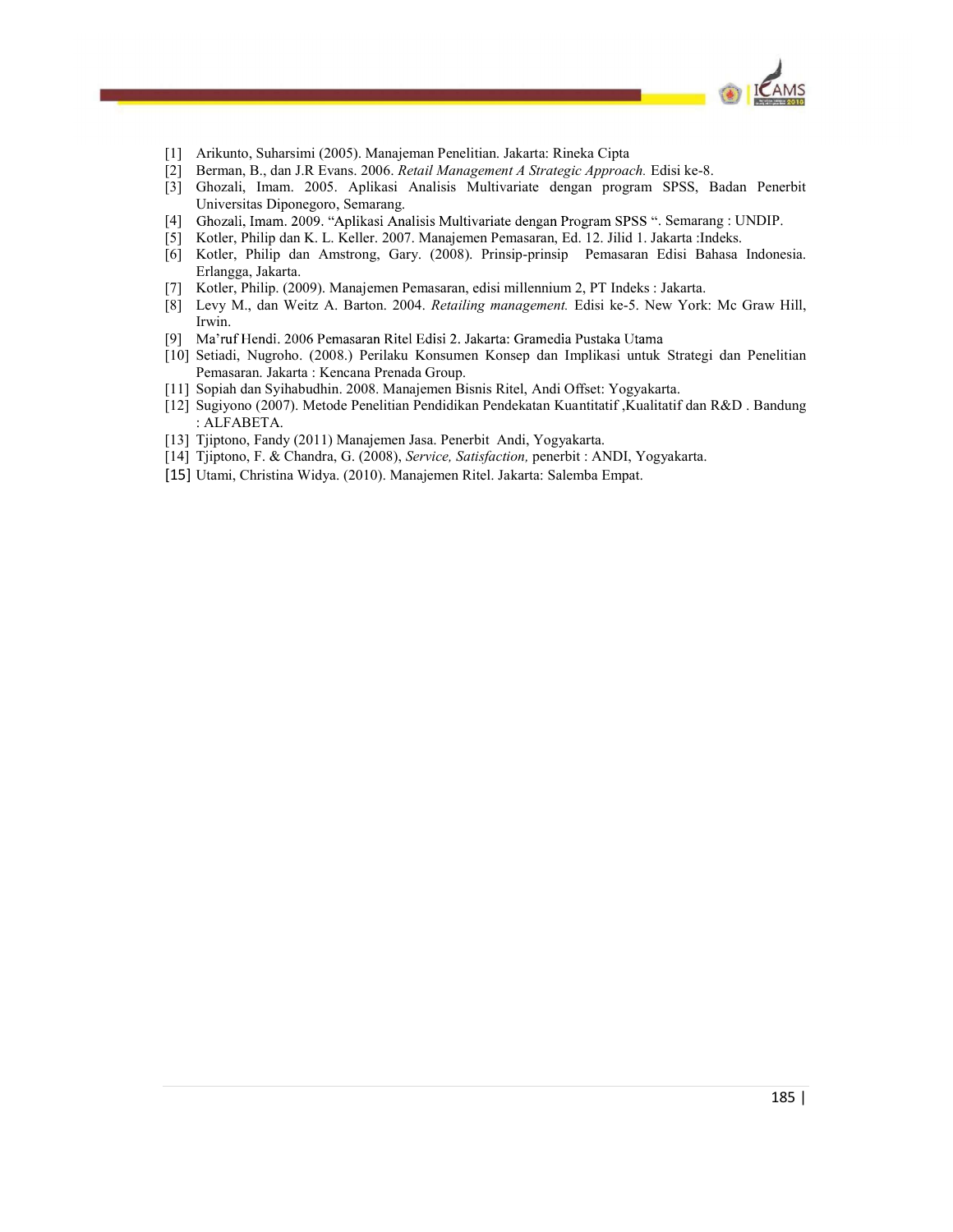[1] Arikunto, Suharsimi (2005). Manajeman Penelitian. Jakarta: Rineka Cipta

[2] Berman, B., dan J.R Evans. 2006. *Retail Management A Strategic Approach.* Edisi ke-8.

[3] Ghozali, Imam. 2005. Aplikasi Analisis Multivariate dengan program SPSS, Badan Penerbit Universitas Diponegoro, Semarang.

[4] Ghozali, Imam. 2009. "Aplikasi Analisis Multivariate dengan Program SPSS ". Semarang : UNDIP.

[5] Kotler, Philip dan K. L. Keller. 2007. Manajemen Pemasaran, Ed. 12. Jilid 1. Jakarta :Indeks.

[6] Kotler, Philip dan Amstrong, Gary. (2008). Prinsip-prinsip Pemasaran Edisi Bahasa Indonesia. Erlangga, Jakarta.

[7] Kotler, Philip. (2009). Manajemen Pemasaran, edisi millennium 2, PT Indeks : Jakarta.

[8] Levy M., dan Weitz A. Barton. 2004. *Retailing management.* Edisi ke-5. New York: Mc Graw Hill, Irwin.

[9] Ma'ruf Hendi. 2006 Pemasaran Ritel Edisi 2. Jakarta: Gramedia Pustaka Utama

[10] Setiadi, Nugroho. (2008.) Perilaku Konsumen Konsep dan Implikasi untuk Strategi dan Penelitian Pemasaran. Jakarta : Kencana Prenada Group.

[11] Sopiah dan Syihabudhin. 2008. Manajemen Bisnis Ritel, Andi Offset: Yogyakarta.

[12] Sugiyono (2007). Metode Penelitian Pendidikan Pendekatan Kuantitatif ,Kualitatif dan R&D . Bandung : ALFABETA.

[13] Tjiptono, Fandy (2011) Manajemen Jasa. Penerbit Andi, Yogyakarta.

[14] Tjiptono, F. & Chandra, G. (2008), *Service, Satisfaction,* penerbit : ANDI, Yogyakarta.

[15] Utami, Christina Widya. (2010). Manajemen Ritel. Jakarta: Salemba Empat.